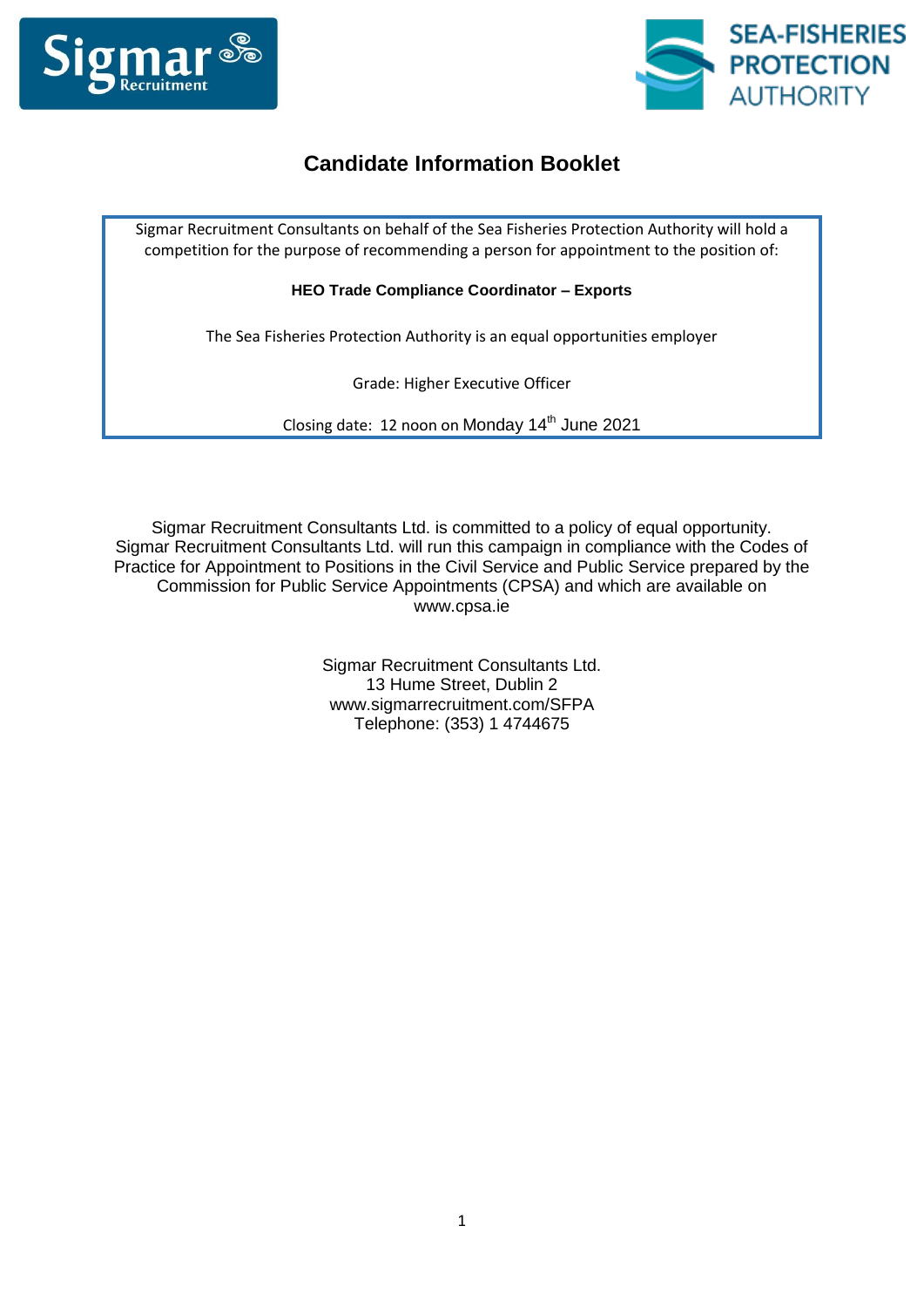# Candidate Information Booklet

Sigmar Recruitment Consultants on behalf of the Sea Fisheries Protection Authority will hold a competition for the purpose of recommending a person for appointment to the position of:

**HEO Trade Compliance Coordinator – Exports**

The Sea Fisheries Protection Authority is an equal opportunities employer

Grade: Higher Executive Officer

Closing date: 12 noon on Monday 14th June 2021

Sigmar Recruitment Consultants Ltd. is committed to a policy of equal opportunity. Sigmar Recruitment Consultants Ltd. will run this campaign in compliance with the Codes of Practice for Appointment to Positions in the Civil Service and Public Service prepared by the Commission for Public Service Appointments (CPSA) and which are available on www.cpsa.ie

Sigmar Recruitment Consultants Ltd.
13 Hume Street, Dublin 2
www.sigmarrecruitment.com/SFPA
Telephone: (353) 1 4744675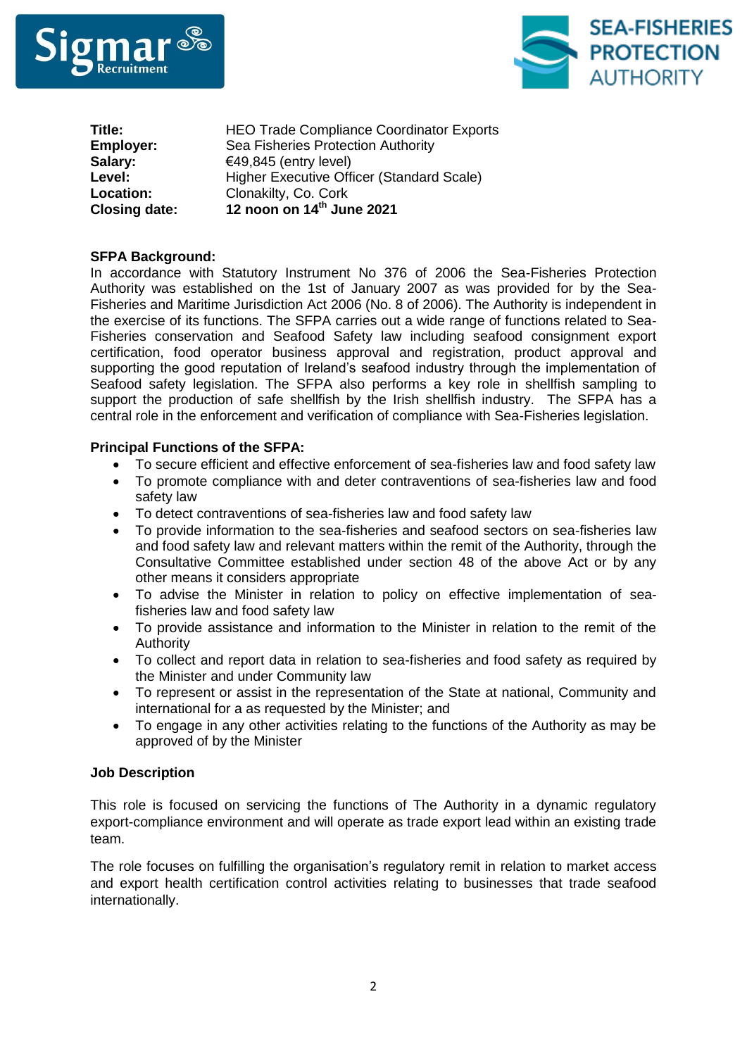| | |
|---|---|
| **Title:** | HEO Trade Compliance Coordinator Exports |
| **Employer:** | Sea Fisheries Protection Authority |
| **Salary:** | €49,845 (entry level) |
| **Level:** | Higher Executive Officer (Standard Scale) |
| **Location:** | Clonakilty, Co. Cork |
| **Closing date:** | **12 noon on 14th June 2021** |

**SFPA Background:**
In accordance with Statutory Instrument No 376 of 2006 the Sea-Fisheries Protection Authority was established on the 1st of January 2007 as was provided for by the Sea-Fisheries and Maritime Jurisdiction Act 2006 (No. 8 of 2006). The Authority is independent in the exercise of its functions. The SFPA carries out a wide range of functions related to Sea-Fisheries conservation and Seafood Safety law including seafood consignment export certification, food operator business approval and registration, product approval and supporting the good reputation of Ireland's seafood industry through the implementation of Seafood safety legislation. The SFPA also performs a key role in shellfish sampling to support the production of safe shellfish by the Irish shellfish industry. The SFPA has a central role in the enforcement and verification of compliance with Sea-Fisheries legislation.

**Principal Functions of the SFPA:**

- To secure efficient and effective enforcement of sea-fisheries law and food safety law
- To promote compliance with and deter contraventions of sea-fisheries law and food safety law
- To detect contraventions of sea-fisheries law and food safety law
- To provide information to the sea-fisheries and seafood sectors on sea-fisheries law and food safety law and relevant matters within the remit of the Authority, through the Consultative Committee established under section 48 of the above Act or by any other means it considers appropriate
- To advise the Minister in relation to policy on effective implementation of sea-fisheries law and food safety law
- To provide assistance and information to the Minister in relation to the remit of the Authority
- To collect and report data in relation to sea-fisheries and food safety as required by the Minister and under Community law
- To represent or assist in the representation of the State at national, Community and international for a as requested by the Minister; and
- To engage in any other activities relating to the functions of the Authority as may be approved of by the Minister

**Job Description**

This role is focused on servicing the functions of The Authority in a dynamic regulatory export-compliance environment and will operate as trade export lead within an existing trade team.

The role focuses on fulfilling the organisation's regulatory remit in relation to market access and export health certification control activities relating to businesses that trade seafood internationally.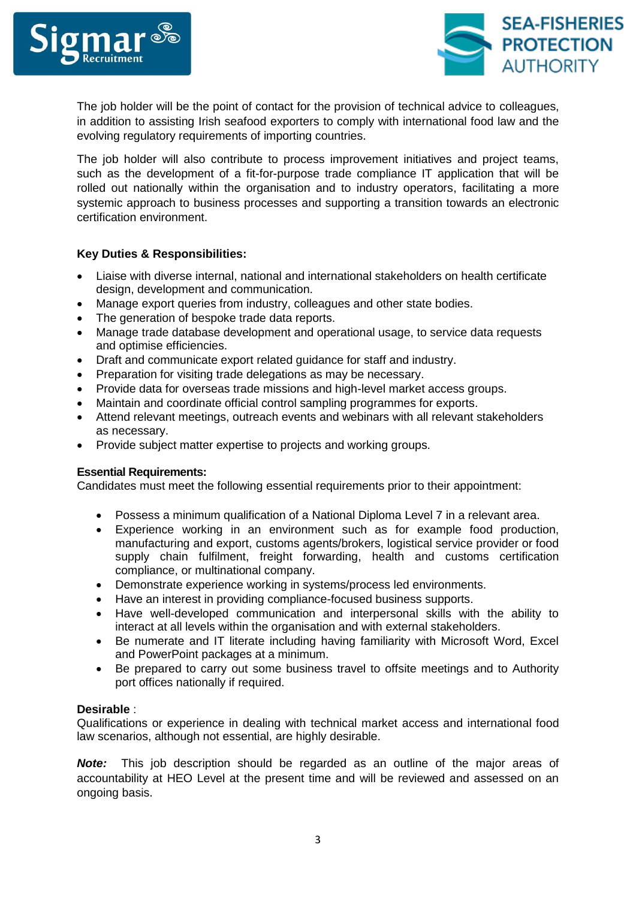The job holder will be the point of contact for the provision of technical advice to colleagues, in addition to assisting Irish seafood exporters to comply with international food law and the evolving regulatory requirements of importing countries.

The job holder will also contribute to process improvement initiatives and project teams, such as the development of a fit-for-purpose trade compliance IT application that will be rolled out nationally within the organisation and to industry operators, facilitating a more systemic approach to business processes and supporting a transition towards an electronic certification environment.

**Key Duties & Responsibilities:**

- Liaise with diverse internal, national and international stakeholders on health certificate design, development and communication.
- Manage export queries from industry, colleagues and other state bodies.
- The generation of bespoke trade data reports.
- Manage trade database development and operational usage, to service data requests and optimise efficiencies.
- Draft and communicate export related guidance for staff and industry.
- Preparation for visiting trade delegations as may be necessary.
- Provide data for overseas trade missions and high-level market access groups.
- Maintain and coordinate official control sampling programmes for exports.
- Attend relevant meetings, outreach events and webinars with all relevant stakeholders as necessary.
- Provide subject matter expertise to projects and working groups.

**Essential Requirements:**
Candidates must meet the following essential requirements prior to their appointment:

- Possess a minimum qualification of a National Diploma Level 7 in a relevant area.
- Experience working in an environment such as for example food production, manufacturing and export, customs agents/brokers, logistical service provider or food supply chain fulfilment, freight forwarding, health and customs certification compliance, or multinational company.
- Demonstrate experience working in systems/process led environments.
- Have an interest in providing compliance-focused business supports.
- Have well-developed communication and interpersonal skills with the ability to interact at all levels within the organisation and with external stakeholders.
- Be numerate and IT literate including having familiarity with Microsoft Word, Excel and PowerPoint packages at a minimum.
- Be prepared to carry out some business travel to offsite meetings and to Authority port offices nationally if required.

**Desirable** :
Qualifications or experience in dealing with technical market access and international food law scenarios, although not essential, are highly desirable.

***Note:*** This job description should be regarded as an outline of the major areas of accountability at HEO Level at the present time and will be reviewed and assessed on an ongoing basis.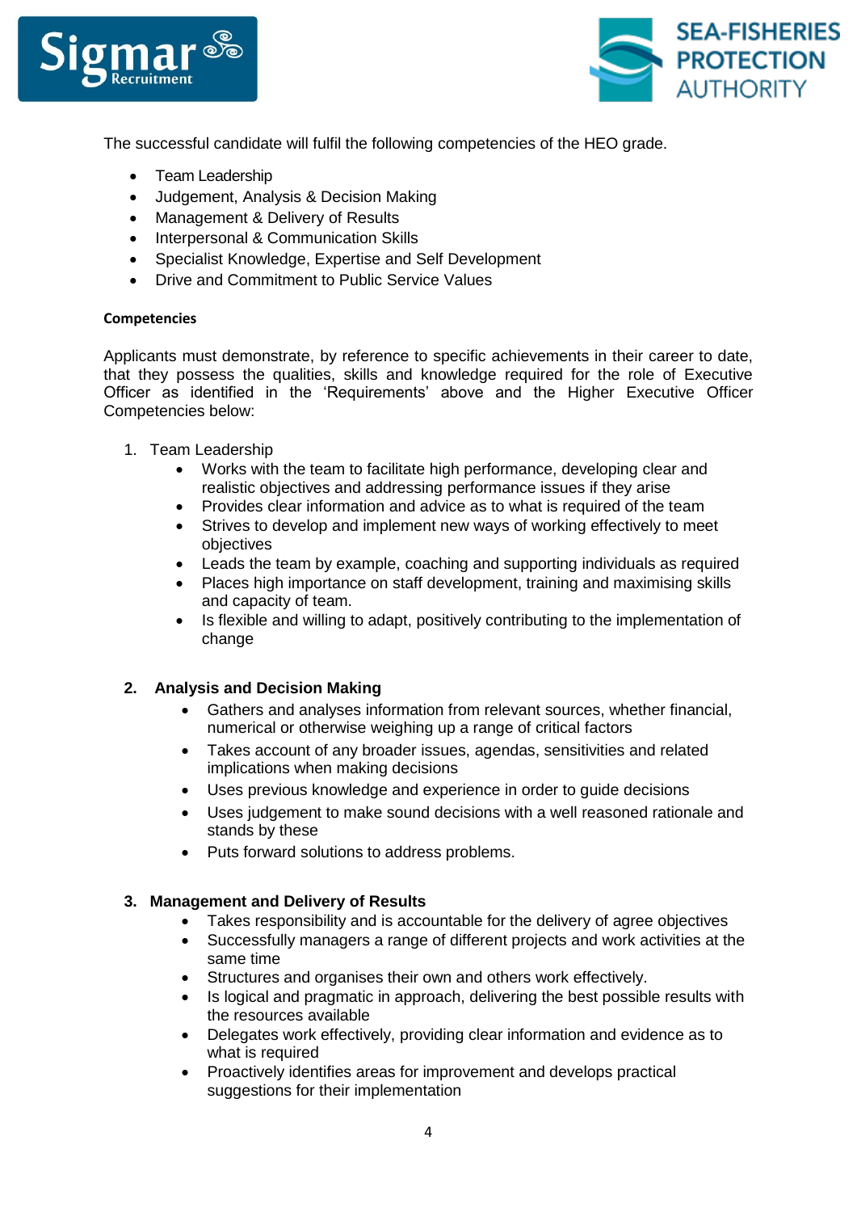The successful candidate will fulfil the following competencies of the HEO grade.

- Team Leadership
- Judgement, Analysis & Decision Making
- Management & Delivery of Results
- Interpersonal & Communication Skills
- Specialist Knowledge, Expertise and Self Development
- Drive and Commitment to Public Service Values

**Competencies**

Applicants must demonstrate, by reference to specific achievements in their career to date, that they possess the qualities, skills and knowledge required for the role of Executive Officer as identified in the 'Requirements' above and the Higher Executive Officer Competencies below:

1. Team Leadership
   - Works with the team to facilitate high performance, developing clear and realistic objectives and addressing performance issues if they arise
   - Provides clear information and advice as to what is required of the team
   - Strives to develop and implement new ways of working effectively to meet objectives
   - Leads the team by example, coaching and supporting individuals as required
   - Places high importance on staff development, training and maximising skills and capacity of team.
   - Is flexible and willing to adapt, positively contributing to the implementation of change

2. **Analysis and Decision Making**
   - Gathers and analyses information from relevant sources, whether financial, numerical or otherwise weighing up a range of critical factors
   - Takes account of any broader issues, agendas, sensitivities and related implications when making decisions
   - Uses previous knowledge and experience in order to guide decisions
   - Uses judgement to make sound decisions with a well reasoned rationale and stands by these
   - Puts forward solutions to address problems.

3. **Management and Delivery of Results**
   - Takes responsibility and is accountable for the delivery of agree objectives
   - Successfully managers a range of different projects and work activities at the same time
   - Structures and organises their own and others work effectively.
   - Is logical and pragmatic in approach, delivering the best possible results with the resources available
   - Delegates work effectively, providing clear information and evidence as to what is required
   - Proactively identifies areas for improvement and develops practical suggestions for their implementation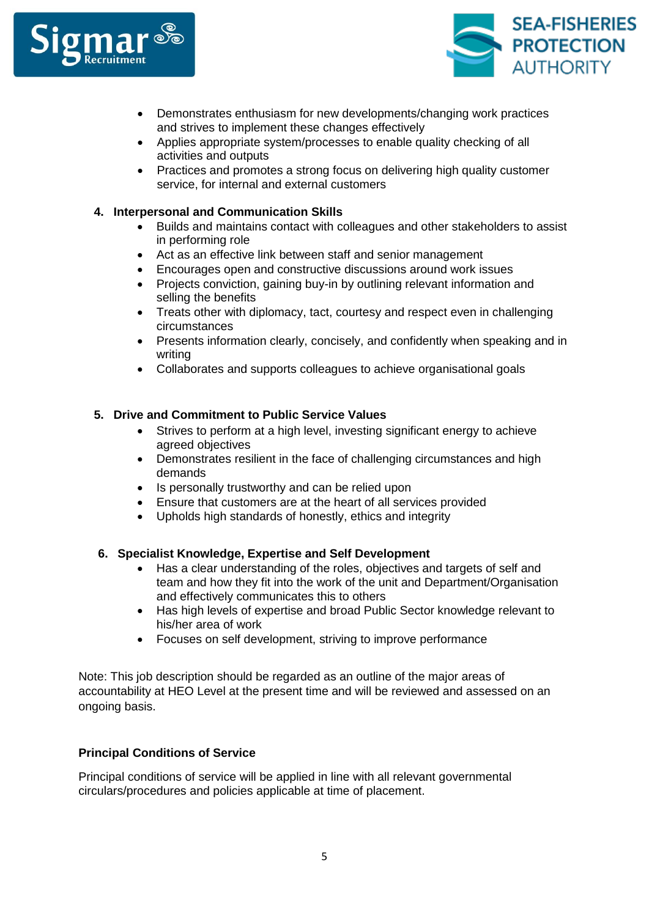- Demonstrates enthusiasm for new developments/changing work practices and strives to implement these changes effectively
- Applies appropriate system/processes to enable quality checking of all activities and outputs
- Practices and promotes a strong focus on delivering high quality customer service, for internal and external customers

4. **Interpersonal and Communication Skills**
   - Builds and maintains contact with colleagues and other stakeholders to assist in performing role
   - Act as an effective link between staff and senior management
   - Encourages open and constructive discussions around work issues
   - Projects conviction, gaining buy-in by outlining relevant information and selling the benefits
   - Treats other with diplomacy, tact, courtesy and respect even in challenging circumstances
   - Presents information clearly, concisely, and confidently when speaking and in writing
   - Collaborates and supports colleagues to achieve organisational goals

5. **Drive and Commitment to Public Service Values**
   - Strives to perform at a high level, investing significant energy to achieve agreed objectives
   - Demonstrates resilient in the face of challenging circumstances and high demands
   - Is personally trustworthy and can be relied upon
   - Ensure that customers are at the heart of all services provided
   - Upholds high standards of honesty, ethics and integrity

6. **Specialist Knowledge, Expertise and Self Development**
   - Has a clear understanding of the roles, objectives and targets of self and team and how they fit into the work of the unit and Department/Organisation and effectively communicates this to others
   - Has high levels of expertise and broad Public Sector knowledge relevant to his/her area of work
   - Focuses on self development, striving to improve performance

Note: This job description should be regarded as an outline of the major areas of accountability at HEO Level at the present time and will be reviewed and assessed on an ongoing basis.

**Principal Conditions of Service**

Principal conditions of service will be applied in line with all relevant governmental circulars/procedures and policies applicable at time of placement.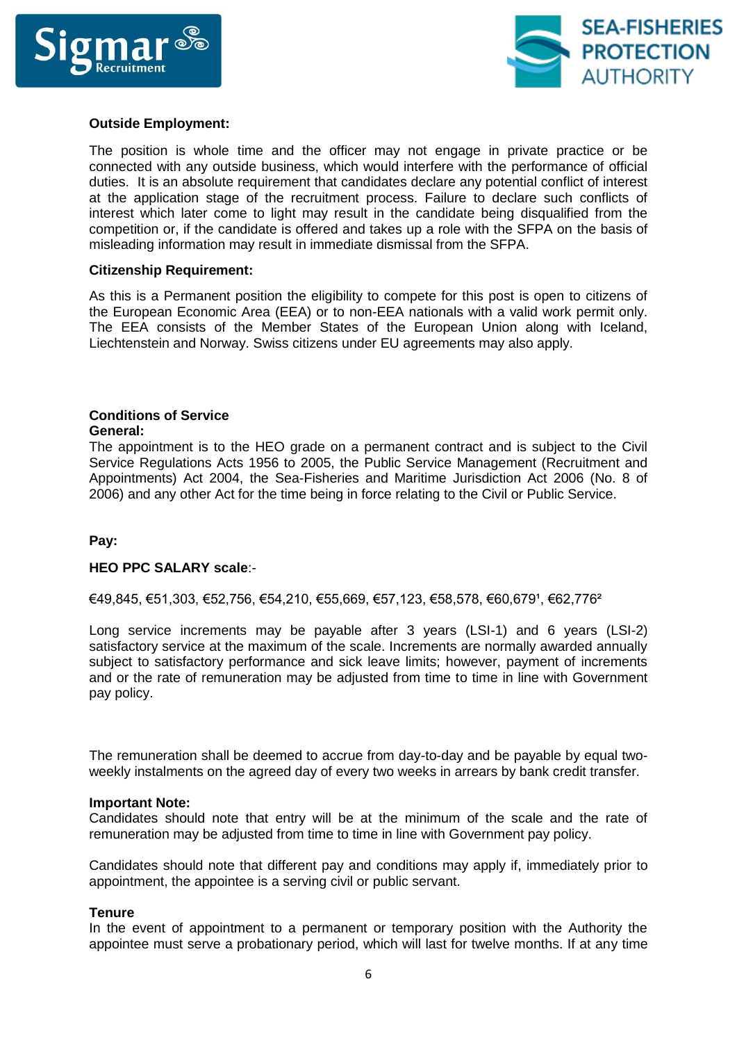**Outside Employment:**

The position is whole time and the officer may not engage in private practice or be connected with any outside business, which would interfere with the performance of official duties. It is an absolute requirement that candidates declare any potential conflict of interest at the application stage of the recruitment process. Failure to declare such conflicts of interest which later come to light may result in the candidate being disqualified from the competition or, if the candidate is offered and takes up a role with the SFPA on the basis of misleading information may result in immediate dismissal from the SFPA.

**Citizenship Requirement:**

As this is a Permanent position the eligibility to compete for this post is open to citizens of the European Economic Area (EEA) or to non-EEA nationals with a valid work permit only. The EEA consists of the Member States of the European Union along with Iceland, Liechtenstein and Norway. Swiss citizens under EU agreements may also apply.

**Conditions of Service**
**General:**
The appointment is to the HEO grade on a permanent contract and is subject to the Civil Service Regulations Acts 1956 to 2005, the Public Service Management (Recruitment and Appointments) Act 2004, the Sea-Fisheries and Maritime Jurisdiction Act 2006 (No. 8 of 2006) and any other Act for the time being in force relating to the Civil or Public Service.

**Pay:**

**HEO PPC SALARY scale**:-

€49,845, €51,303, €52,756, €54,210, €55,669, €57,123, €58,578, €60,679[1], €62,776[2]

Long service increments may be payable after 3 years (LSI-1) and 6 years (LSI-2) satisfactory service at the maximum of the scale. Increments are normally awarded annually subject to satisfactory performance and sick leave limits; however, payment of increments and or the rate of remuneration may be adjusted from time to time in line with Government pay policy.

The remuneration shall be deemed to accrue from day-to-day and be payable by equal two-weekly instalments on the agreed day of every two weeks in arrears by bank credit transfer.

**Important Note:**
Candidates should note that entry will be at the minimum of the scale and the rate of remuneration may be adjusted from time to time in line with Government pay policy.

Candidates should note that different pay and conditions may apply if, immediately prior to appointment, the appointee is a serving civil or public servant.

**Tenure**
In the event of appointment to a permanent or temporary position with the Authority the appointee must serve a probationary period, which will last for twelve months. If at any time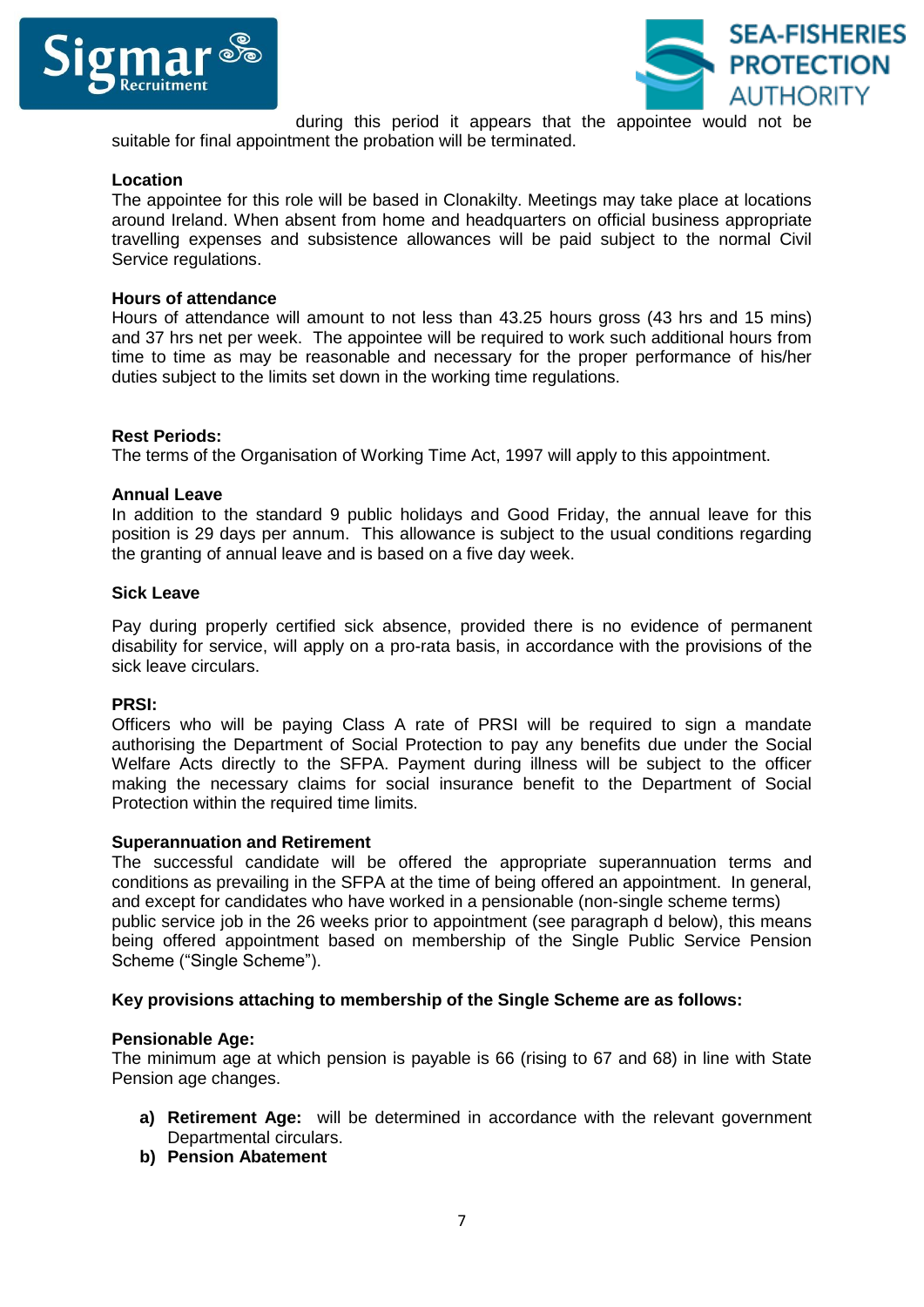during this period it appears that the appointee would not be suitable for final appointment the probation will be terminated.

**Location**
The appointee for this role will be based in Clonakilty. Meetings may take place at locations around Ireland. When absent from home and headquarters on official business appropriate travelling expenses and subsistence allowances will be paid subject to the normal Civil Service regulations.

**Hours of attendance**
Hours of attendance will amount to not less than 43.25 hours gross (43 hrs and 15 mins) and 37 hrs net per week. The appointee will be required to work such additional hours from time to time as may be reasonable and necessary for the proper performance of his/her duties subject to the limits set down in the working time regulations.

**Rest Periods:**
The terms of the Organisation of Working Time Act, 1997 will apply to this appointment.

**Annual Leave**
In addition to the standard 9 public holidays and Good Friday, the annual leave for this position is 29 days per annum. This allowance is subject to the usual conditions regarding the granting of annual leave and is based on a five day week.

**Sick Leave**

Pay during properly certified sick absence, provided there is no evidence of permanent disability for service, will apply on a pro-rata basis, in accordance with the provisions of the sick leave circulars.

**PRSI:**
Officers who will be paying Class A rate of PRSI will be required to sign a mandate authorising the Department of Social Protection to pay any benefits due under the Social Welfare Acts directly to the SFPA. Payment during illness will be subject to the officer making the necessary claims for social insurance benefit to the Department of Social Protection within the required time limits.

**Superannuation and Retirement**
The successful candidate will be offered the appropriate superannuation terms and conditions as prevailing in the SFPA at the time of being offered an appointment. In general, and except for candidates who have worked in a pensionable (non-single scheme terms) public service job in the 26 weeks prior to appointment (see paragraph d below), this means being offered appointment based on membership of the Single Public Service Pension Scheme ("Single Scheme").

**Key provisions attaching to membership of the Single Scheme are as follows:**

**Pensionable Age:**
The minimum age at which pension is payable is 66 (rising to 67 and 68) in line with State Pension age changes.

a) **Retirement Age:** will be determined in accordance with the relevant government Departmental circulars.
b) **Pension Abatement**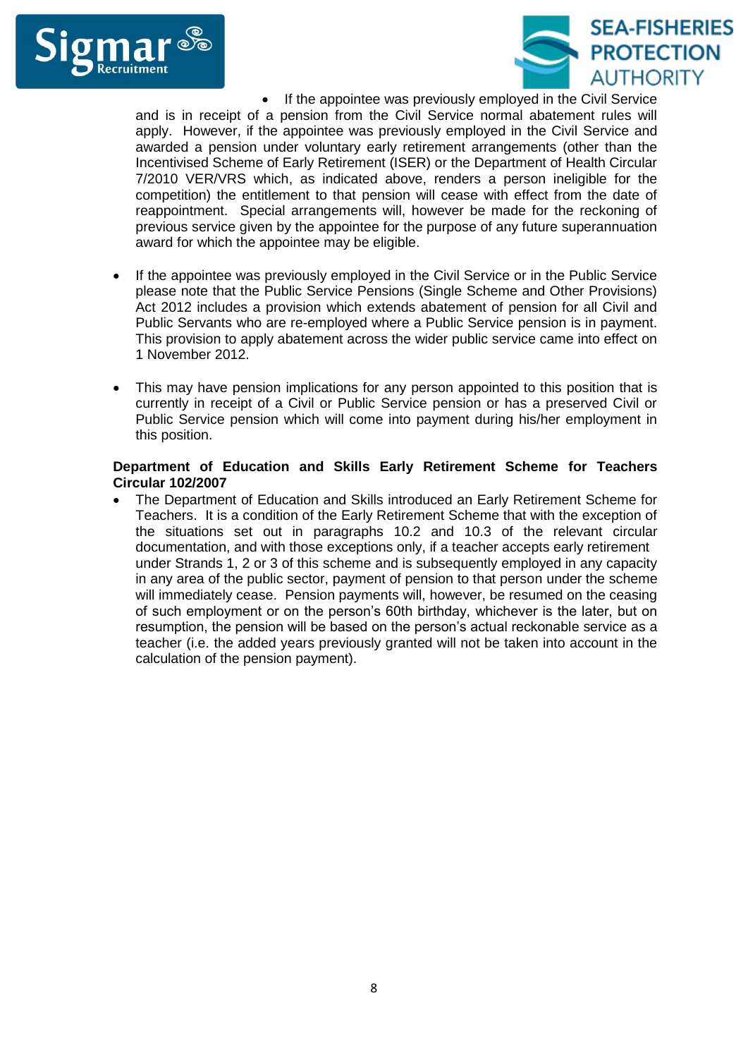- If the appointee was previously employed in the Civil Service and is in receipt of a pension from the Civil Service normal abatement rules will apply. However, if the appointee was previously employed in the Civil Service and awarded a pension under voluntary early retirement arrangements (other than the Incentivised Scheme of Early Retirement (ISER) or the Department of Health Circular 7/2010 VER/VRS which, as indicated above, renders a person ineligible for the competition) the entitlement to that pension will cease with effect from the date of reappointment. Special arrangements will, however be made for the reckoning of previous service given by the appointee for the purpose of any future superannuation award for which the appointee may be eligible.

- If the appointee was previously employed in the Civil Service or in the Public Service please note that the Public Service Pensions (Single Scheme and Other Provisions) Act 2012 includes a provision which extends abatement of pension for all Civil and Public Servants who are re-employed where a Public Service pension is in payment. This provision to apply abatement across the wider public service came into effect on 1 November 2012.

- This may have pension implications for any person appointed to this position that is currently in receipt of a Civil or Public Service pension or has a preserved Civil or Public Service pension which will come into payment during his/her employment in this position.

**Department of Education and Skills Early Retirement Scheme for Teachers Circular 102/2007**

- The Department of Education and Skills introduced an Early Retirement Scheme for Teachers. It is a condition of the Early Retirement Scheme that with the exception of the situations set out in paragraphs 10.2 and 10.3 of the relevant circular documentation, and with those exceptions only, if a teacher accepts early retirement under Strands 1, 2 or 3 of this scheme and is subsequently employed in any capacity in any area of the public sector, payment of pension to that person under the scheme will immediately cease. Pension payments will, however, be resumed on the ceasing of such employment or on the person's 60th birthday, whichever is the later, but on resumption, the pension will be based on the person's actual reckonable service as a teacher (i.e. the added years previously granted will not be taken into account in the calculation of the pension payment).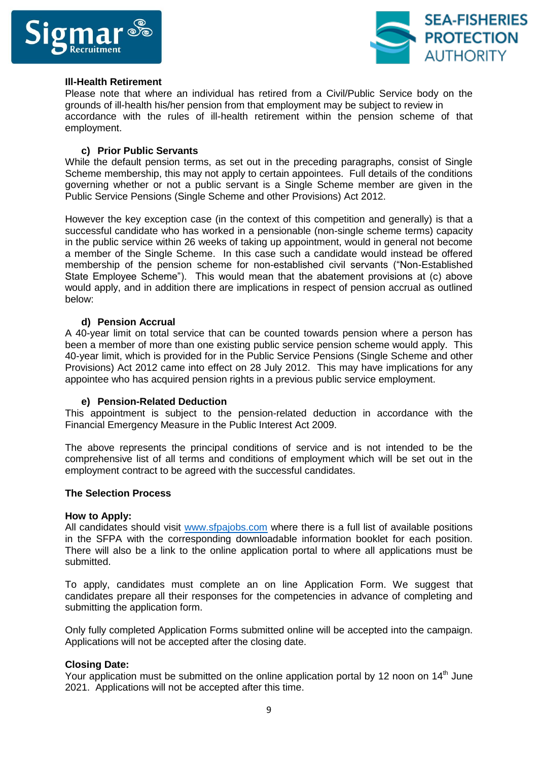**Ill-Health Retirement**

Please note that where an individual has retired from a Civil/Public Service body on the grounds of ill-health his/her pension from that employment may be subject to review in accordance with the rules of ill-health retirement within the pension scheme of that employment.

**c) Prior Public Servants**

While the default pension terms, as set out in the preceding paragraphs, consist of Single Scheme membership, this may not apply to certain appointees. Full details of the conditions governing whether or not a public servant is a Single Scheme member are given in the Public Service Pensions (Single Scheme and other Provisions) Act 2012.

However the key exception case (in the context of this competition and generally) is that a successful candidate who has worked in a pensionable (non-single scheme terms) capacity in the public service within 26 weeks of taking up appointment, would in general not become a member of the Single Scheme. In this case such a candidate would instead be offered membership of the pension scheme for non-established civil servants ("Non-Established State Employee Scheme"). This would mean that the abatement provisions at (c) above would apply, and in addition there are implications in respect of pension accrual as outlined below:

**d) Pension Accrual**

A 40-year limit on total service that can be counted towards pension where a person has been a member of more than one existing public service pension scheme would apply. This 40-year limit, which is provided for in the Public Service Pensions (Single Scheme and other Provisions) Act 2012 came into effect on 28 July 2012. This may have implications for any appointee who has acquired pension rights in a previous public service employment.

**e) Pension-Related Deduction**

This appointment is subject to the pension-related deduction in accordance with the Financial Emergency Measure in the Public Interest Act 2009.

The above represents the principal conditions of service and is not intended to be the comprehensive list of all terms and conditions of employment which will be set out in the employment contract to be agreed with the successful candidates.

**The Selection Process**

**How to Apply:**

All candidates should visit www.sfpajobs.com where there is a full list of available positions in the SFPA with the corresponding downloadable information booklet for each position. There will also be a link to the online application portal to where all applications must be submitted.

To apply, candidates must complete an on line Application Form. We suggest that candidates prepare all their responses for the competencies in advance of completing and submitting the application form.

Only fully completed Application Forms submitted online will be accepted into the campaign. Applications will not be accepted after the closing date.

**Closing Date:**

Your application must be submitted on the online application portal by 12 noon on 14th June 2021. Applications will not be accepted after this time.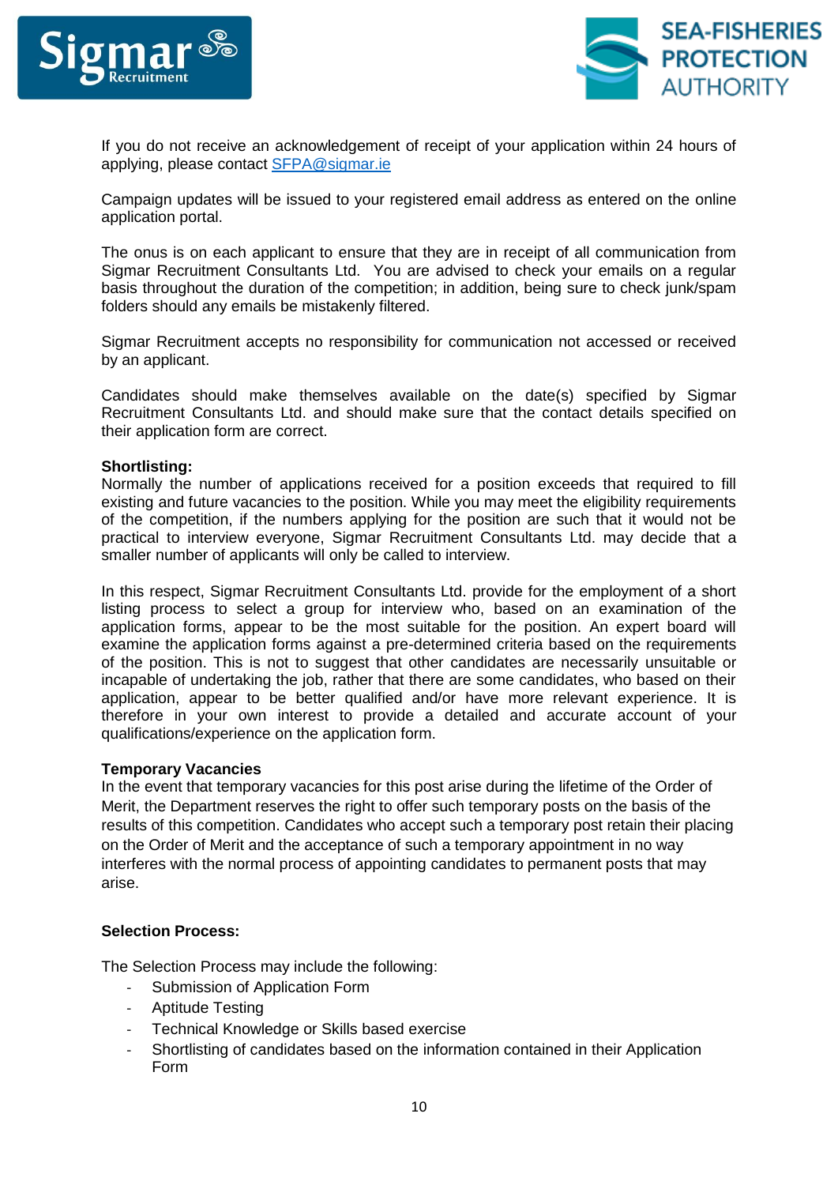If you do not receive an acknowledgement of receipt of your application within 24 hours of applying, please contact SFPA@sigmar.ie

Campaign updates will be issued to your registered email address as entered on the online application portal.

The onus is on each applicant to ensure that they are in receipt of all communication from Sigmar Recruitment Consultants Ltd. You are advised to check your emails on a regular basis throughout the duration of the competition; in addition, being sure to check junk/spam folders should any emails be mistakenly filtered.

Sigmar Recruitment accepts no responsibility for communication not accessed or received by an applicant.

Candidates should make themselves available on the date(s) specified by Sigmar Recruitment Consultants Ltd. and should make sure that the contact details specified on their application form are correct.

**Shortlisting:**
Normally the number of applications received for a position exceeds that required to fill existing and future vacancies to the position. While you may meet the eligibility requirements of the competition, if the numbers applying for the position are such that it would not be practical to interview everyone, Sigmar Recruitment Consultants Ltd. may decide that a smaller number of applicants will only be called to interview.

In this respect, Sigmar Recruitment Consultants Ltd. provide for the employment of a short listing process to select a group for interview who, based on an examination of the application forms, appear to be the most suitable for the position. An expert board will examine the application forms against a pre-determined criteria based on the requirements of the position. This is not to suggest that other candidates are necessarily unsuitable or incapable of undertaking the job, rather that there are some candidates, who based on their application, appear to be better qualified and/or have more relevant experience. It is therefore in your own interest to provide a detailed and accurate account of your qualifications/experience on the application form.

**Temporary Vacancies**
In the event that temporary vacancies for this post arise during the lifetime of the Order of Merit, the Department reserves the right to offer such temporary posts on the basis of the results of this competition. Candidates who accept such a temporary post retain their placing on the Order of Merit and the acceptance of such a temporary appointment in no way interferes with the normal process of appointing candidates to permanent posts that may arise.

**Selection Process:**

The Selection Process may include the following:

- Submission of Application Form
- Aptitude Testing
- Technical Knowledge or Skills based exercise
- Shortlisting of candidates based on the information contained in their Application Form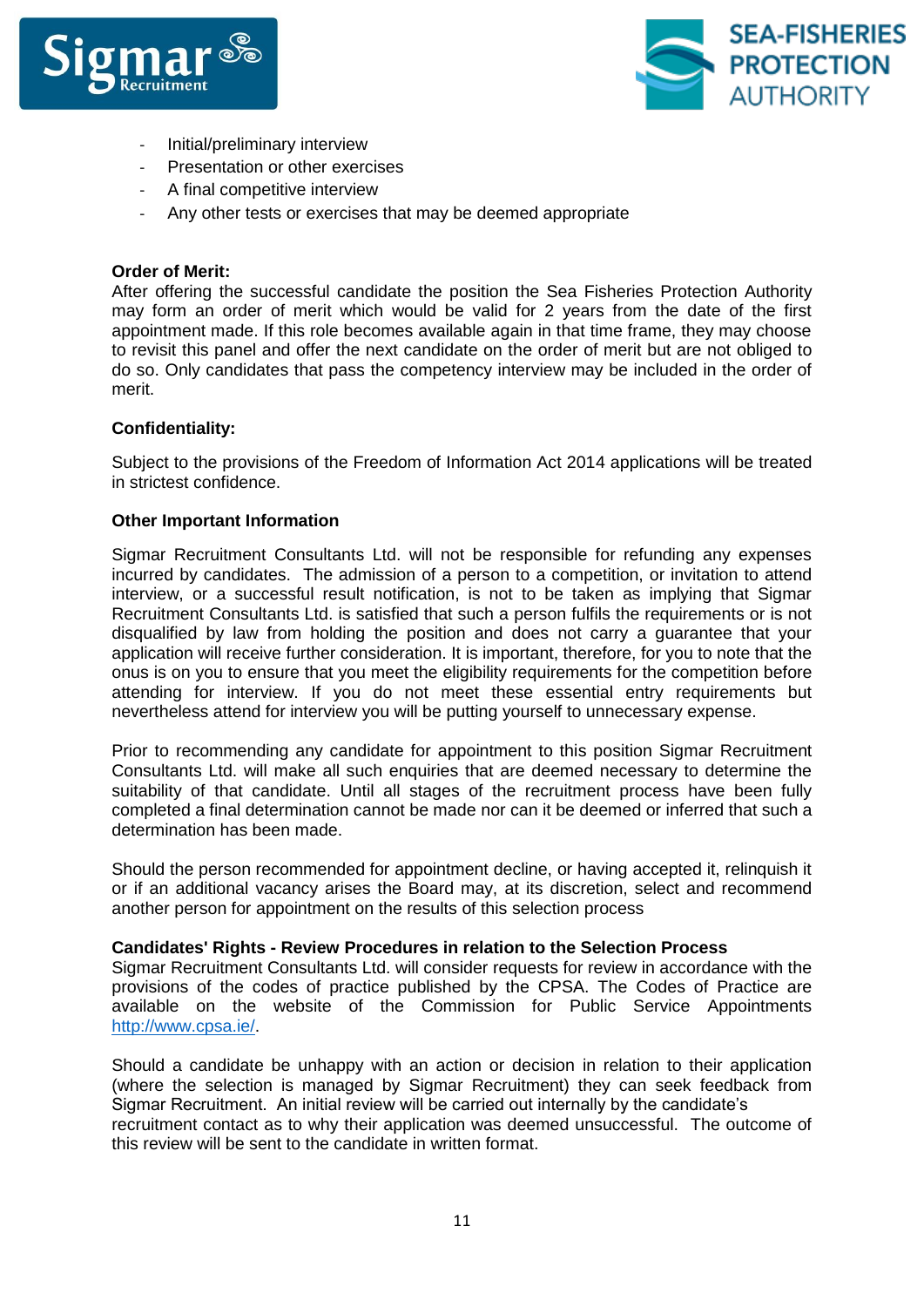- Initial/preliminary interview
- Presentation or other exercises
- A final competitive interview
- Any other tests or exercises that may be deemed appropriate

**Order of Merit:**
After offering the successful candidate the position the Sea Fisheries Protection Authority may form an order of merit which would be valid for 2 years from the date of the first appointment made. If this role becomes available again in that time frame, they may choose to revisit this panel and offer the next candidate on the order of merit but are not obliged to do so. Only candidates that pass the competency interview may be included in the order of merit.

**Confidentiality:**

Subject to the provisions of the Freedom of Information Act 2014 applications will be treated in strictest confidence.

**Other Important Information**

Sigmar Recruitment Consultants Ltd. will not be responsible for refunding any expenses incurred by candidates. The admission of a person to a competition, or invitation to attend interview, or a successful result notification, is not to be taken as implying that Sigmar Recruitment Consultants Ltd. is satisfied that such a person fulfils the requirements or is not disqualified by law from holding the position and does not carry a guarantee that your application will receive further consideration. It is important, therefore, for you to note that the onus is on you to ensure that you meet the eligibility requirements for the competition before attending for interview. If you do not meet these essential entry requirements but nevertheless attend for interview you will be putting yourself to unnecessary expense.

Prior to recommending any candidate for appointment to this position Sigmar Recruitment Consultants Ltd. will make all such enquiries that are deemed necessary to determine the suitability of that candidate. Until all stages of the recruitment process have been fully completed a final determination cannot be made nor can it be deemed or inferred that such a determination has been made.

Should the person recommended for appointment decline, or having accepted it, relinquish it or if an additional vacancy arises the Board may, at its discretion, select and recommend another person for appointment on the results of this selection process

**Candidates' Rights - Review Procedures in relation to the Selection Process**
Sigmar Recruitment Consultants Ltd. will consider requests for review in accordance with the provisions of the codes of practice published by the CPSA. The Codes of Practice are available on the website of the Commission for Public Service Appointments http://www.cpsa.ie/.

Should a candidate be unhappy with an action or decision in relation to their application (where the selection is managed by Sigmar Recruitment) they can seek feedback from Sigmar Recruitment. An initial review will be carried out internally by the candidate's recruitment contact as to why their application was deemed unsuccessful. The outcome of this review will be sent to the candidate in written format.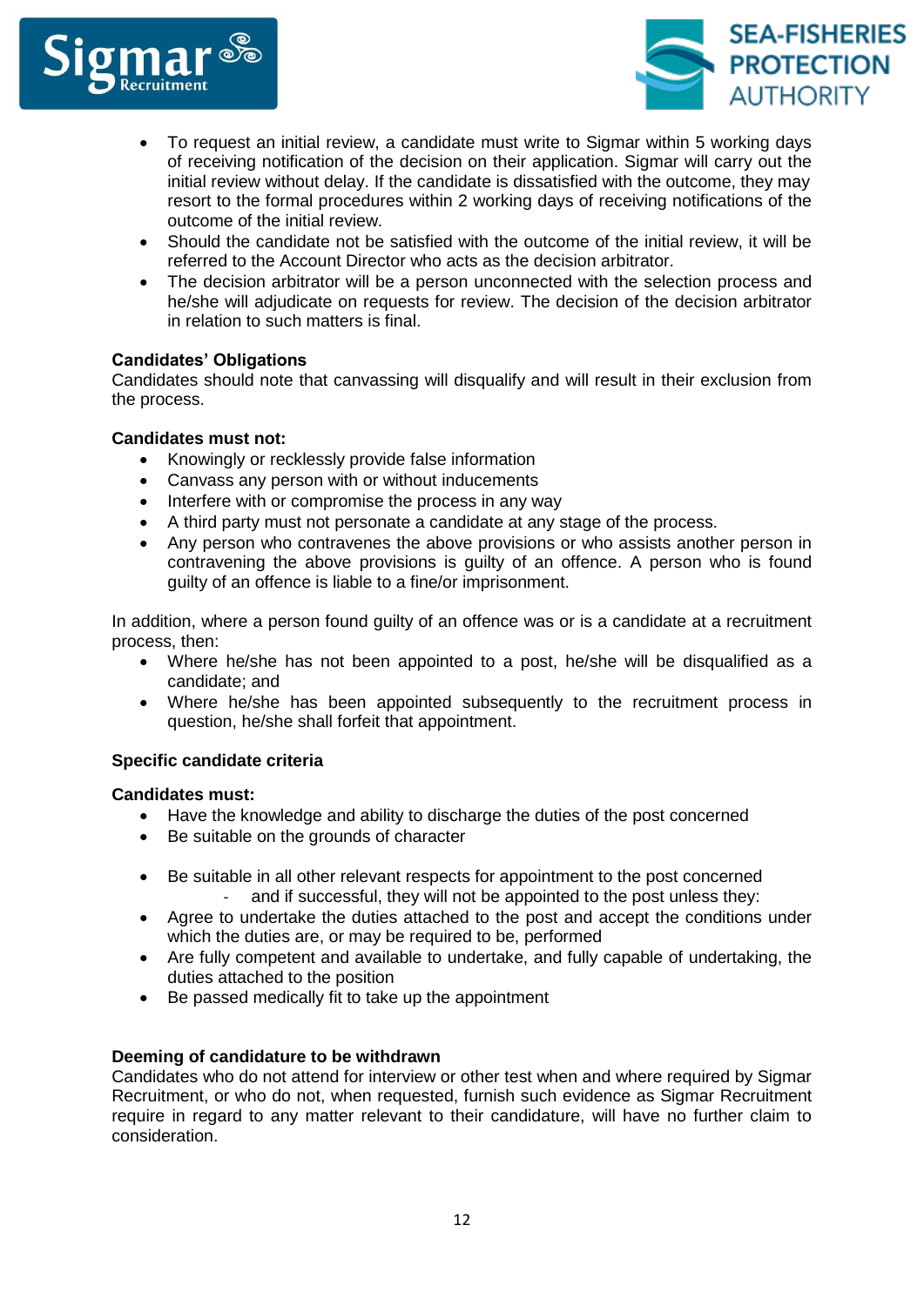- To request an initial review, a candidate must write to Sigmar within 5 working days of receiving notification of the decision on their application. Sigmar will carry out the initial review without delay. If the candidate is dissatisfied with the outcome, they may resort to the formal procedures within 2 working days of receiving notifications of the outcome of the initial review.
- Should the candidate not be satisfied with the outcome of the initial review, it will be referred to the Account Director who acts as the decision arbitrator.
- The decision arbitrator will be a person unconnected with the selection process and he/she will adjudicate on requests for review. The decision of the decision arbitrator in relation to such matters is final.

**Candidates' Obligations**

Candidates should note that canvassing will disqualify and will result in their exclusion from the process.

**Candidates must not:**

- Knowingly or recklessly provide false information
- Canvass any person with or without inducements
- Interfere with or compromise the process in any way
- A third party must not personate a candidate at any stage of the process.
- Any person who contravenes the above provisions or who assists another person in contravening the above provisions is guilty of an offence. A person who is found guilty of an offence is liable to a fine/or imprisonment.

In addition, where a person found guilty of an offence was or is a candidate at a recruitment process, then:

- Where he/she has not been appointed to a post, he/she will be disqualified as a candidate; and
- Where he/she has been appointed subsequently to the recruitment process in question, he/she shall forfeit that appointment.

**Specific candidate criteria**

**Candidates must:**

- Have the knowledge and ability to discharge the duties of the post concerned
- Be suitable on the grounds of character

- Be suitable in all other relevant respects for appointment to the post concerned
    - and if successful, they will not be appointed to the post unless they:
- Agree to undertake the duties attached to the post and accept the conditions under which the duties are, or may be required to be, performed
- Are fully competent and available to undertake, and fully capable of undertaking, the duties attached to the position
- Be passed medically fit to take up the appointment

**Deeming of candidature to be withdrawn**

Candidates who do not attend for interview or other test when and where required by Sigmar Recruitment, or who do not, when requested, furnish such evidence as Sigmar Recruitment require in regard to any matter relevant to their candidature, will have no further claim to consideration.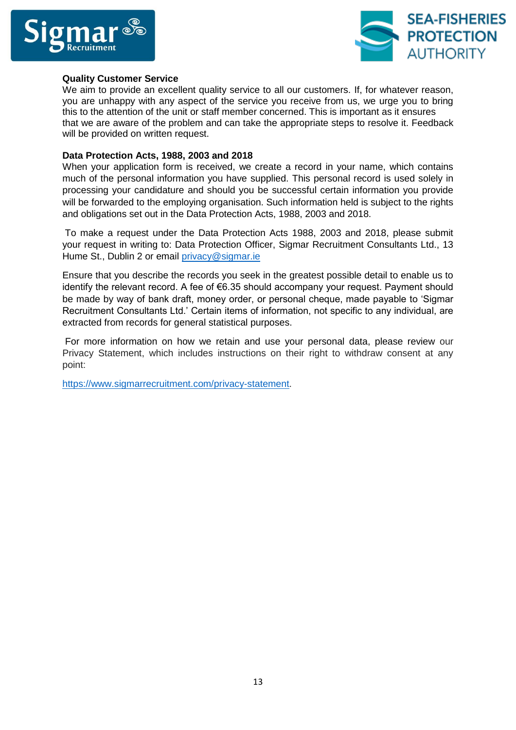**Quality Customer Service**
We aim to provide an excellent quality service to all our customers. If, for whatever reason, you are unhappy with any aspect of the service you receive from us, we urge you to bring this to the attention of the unit or staff member concerned. This is important as it ensures that we are aware of the problem and can take the appropriate steps to resolve it. Feedback will be provided on written request.

**Data Protection Acts, 1988, 2003 and 2018**
When your application form is received, we create a record in your name, which contains much of the personal information you have supplied. This personal record is used solely in processing your candidature and should you be successful certain information you provide will be forwarded to the employing organisation. Such information held is subject to the rights and obligations set out in the Data Protection Acts, 1988, 2003 and 2018.

To make a request under the Data Protection Acts 1988, 2003 and 2018, please submit your request in writing to: Data Protection Officer, Sigmar Recruitment Consultants Ltd., 13 Hume St., Dublin 2 or email privacy@sigmar.ie

Ensure that you describe the records you seek in the greatest possible detail to enable us to identify the relevant record. A fee of €6.35 should accompany your request. Payment should be made by way of bank draft, money order, or personal cheque, made payable to 'Sigmar Recruitment Consultants Ltd.' Certain items of information, not specific to any individual, are extracted from records for general statistical purposes.

For more information on how we retain and use your personal data, please review our Privacy Statement, which includes instructions on their right to withdraw consent at any point:

https://www.sigmarrecruitment.com/privacy-statement.